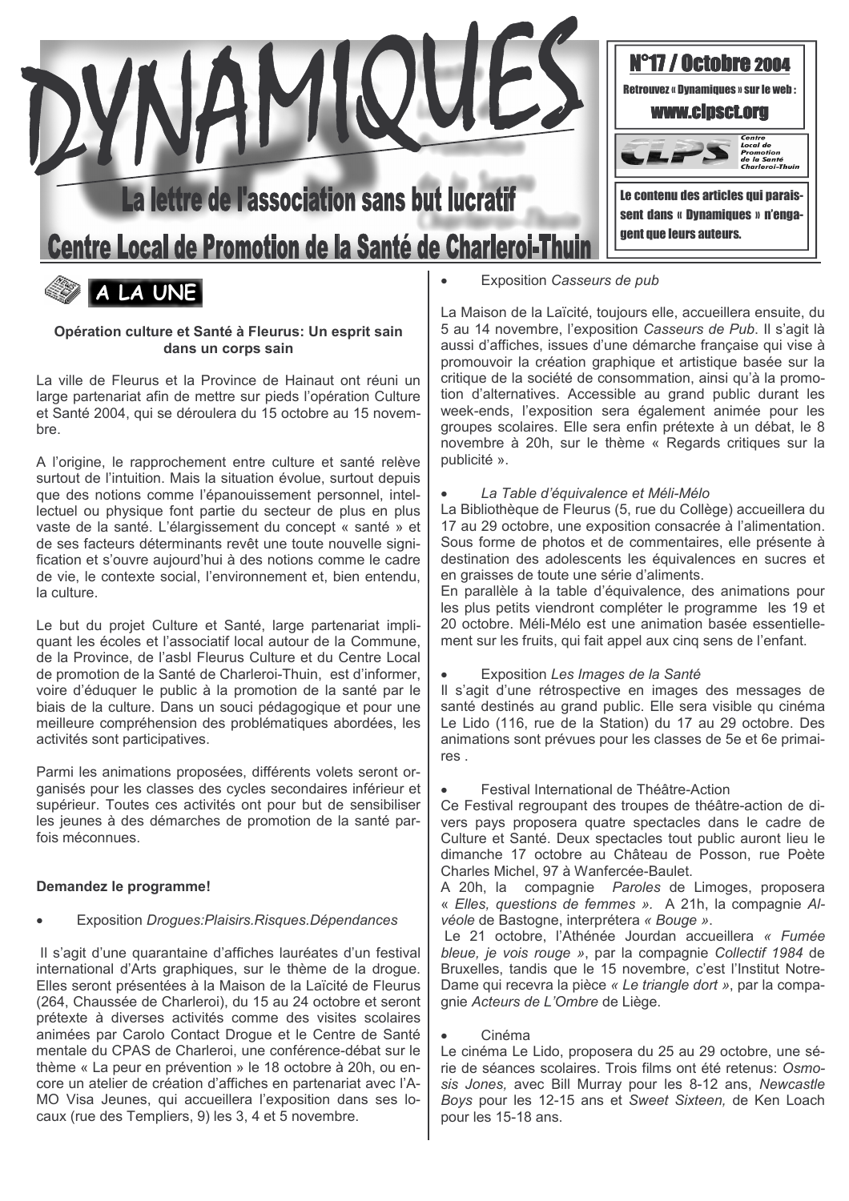# DYNAMIQUES

## La lettre de l'association sans but lucratif Centre Local de Promotion de la Santé de Charleroi-Thuin

**N°17 / Octobre 2004**

Retrouvez « Dynamiques » sur le web : **www.clpsct.org**

CLPS Centre Local de Promotion de la Santé Charleroi-Thuin

Le contenu des articles qui paraissent dans « Dynamiques » n'engagent que leurs auteurs.

## A LA UNE

### Opération culture et Santé à Fleurus: Un esprit sain dans un corps sain

La ville de Fleurus et la Province de Hainaut ont réuni un large partenariat afin de mettre sur pieds l'opération Culture et Santé 2004, qui se déroulera du 15 octobre au 15 novembre.

A l'origine, le rapprochement entre culture et santé relève surtout de l'intuition. Mais la situation évolue, surtout depuis que des notions comme l'épanouissement personnel, intellectuel ou physique font partie du secteur de plus en plus vaste de la santé. L'élargissement du concept « santé » et de ses facteurs déterminants revêt une toute nouvelle signification et s'ouvre aujourd'hui à des notions comme le cadre de vie, le contexte social, l'environnement et, bien entendu, la culture.

Le but du projet Culture et Santé, large partenariat impliquant les écoles et l'associatif local autour de la Commune, de la Province, de l'asbl Fleurus Culture et du Centre Local de promotion de la Santé de Charleroi-Thuin, est d'informer, voire d'éduquer le public à la promotion de la santé par le biais de la culture. Dans un souci pédagogique et pour une meilleure compréhension des problématiques abordées, les activités sont participatives.

Parmi les animations proposées, différents volets seront organisés pour les classes des cycles secondaires inférieur et supérieur. Toutes ces activités ont pour but de sensibiliser les jeunes à des démarches de promotion de la santé parfois méconnues.

**Demandez le programme!**

- Exposition *Drogues:Plaisirs.Risques.Dépendances*

Il s'agit d'une quarantaine d'affiches lauréates d'un festival international d'Arts graphiques, sur le thème de la drogue. Elles seront présentées à la Maison de la Laïcité de Fleurus (264, Chaussée de Charleroi), du 15 au 24 octobre et seront prétexte à diverses activités comme des visites scolaires animées par Carolo Contact Drogue et le Centre de Santé mentale du CPAS de Charleroi, une conférence-débat sur le thème « La peur en prévention » le 18 octobre à 20h, ou encore un atelier de création d'affiches en partenariat avec l'AMO Visa Jeunes, qui accueillera l'exposition dans ses locaux (rue des Templiers, 9) les 3, 4 et 5 novembre.

- Exposition *Casseurs de pub*

La Maison de la Laïcité, toujours elle, accueillera ensuite, du 5 au 14 novembre, l'exposition *Casseurs de Pub*. Il s'agit là aussi d'affiches, issues d'une démarche française qui vise à promouvoir la création graphique et artistique basée sur la critique de la société de consommation, ainsi qu'à la promotion d'alternatives. Accessible au grand public durant les week-ends, l'exposition sera également animée pour les groupes scolaires. Elle sera enfin prétexte à un débat, le 8 novembre à 20h, sur le thème « Regards critiques sur la publicité ».

- *La Table d'équivalence et Méli-Mélo*

La Bibliothèque de Fleurus (5, rue du Collège) accueillera du 17 au 29 octobre, une exposition consacrée à l'alimentation. Sous forme de photos et de commentaires, elle présente à destination des adolescents les équivalences en sucres et en graisses de toute une série d'aliments.
En parallèle à la table d'équivalence, des animations pour les plus petits viendront compléter le programme les 19 et 20 octobre. Méli-Mélo est une animation basée essentiellement sur les fruits, qui fait appel aux cinq sens de l'enfant.

- Exposition *Les Images de la Santé*

Il s'agit d'une rétrospective en images des messages de santé destinés au grand public. Elle sera visible qu cinéma Le Lido (116, rue de la Station) du 17 au 29 octobre. Des animations sont prévues pour les classes de 5e et 6e primaires .

- Festival International de Théâtre-Action

Ce Festival regroupant des troupes de théâtre-action de divers pays proposera quatre spectacles dans le cadre de Culture et Santé. Deux spectacles tout public auront lieu le dimanche 17 octobre au Château de Posson, rue Poète Charles Michel, 97 à Wanfercée-Baulet.
A 20h, la compagnie *Paroles* de Limoges, proposera « *Elles, questions de femmes ».* A 21h, la compagnie *Alvéole* de Bastogne, interprétera *« Bouge »*.
Le 21 octobre, l'Athénée Jourdan accueillera *« Fumée bleue, je vois rouge »*, par la compagnie *Collectif 1984* de Bruxelles, tandis que le 15 novembre, c'est l'Institut Notre-Dame qui recevra la pièce *« Le triangle dort »*, par la compagnie *Acteurs de L'Ombre* de Liège.

- Cinéma

Le cinéma Le Lido, proposera du 25 au 29 octobre, une série de séances scolaires. Trois films ont été retenus: *Osmosis Jones,* avec Bill Murray pour les 8-12 ans, *Newcastle Boys* pour les 12-15 ans et *Sweet Sixteen,* de Ken Loach pour les 15-18 ans.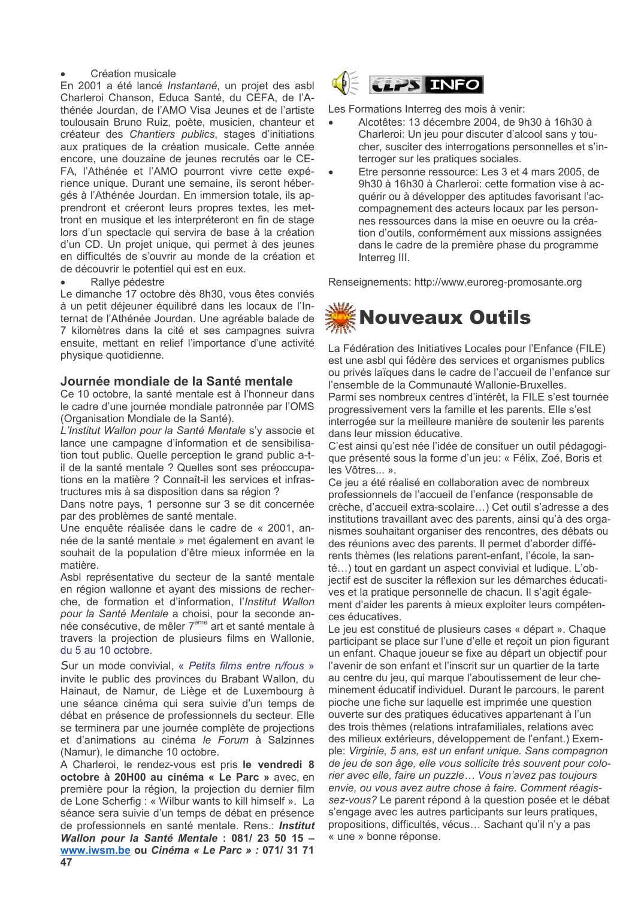- Création musicale

En 2001 a été lancé *Instantané*, un projet des asbl Charleroi Chanson, Educa Santé, du CEFA, de l'Athénée Jourdan, de l'AMO Visa Jeunes et de l'artiste toulousain Bruno Ruiz, poète, musicien, chanteur et créateur des *Chantiers publics*, stages d'initiations aux pratiques de la création musicale. Cette année encore, une douzaine de jeunes recrutés oar le CEFA, l'Athénée et l'AMO pourront vivre cette expérience unique. Durant une semaine, ils seront hébergés à l'Athénée Jourdan. En immersion totale, ils apprendront et créeront leurs propres textes, les mettront en musique et les interpréteront en fin de stage lors d'un spectacle qui servira de base à la création d'un CD. Un projet unique, qui permet à des jeunes en difficultés de s'ouvrir au monde de la création et de découvrir le potentiel qui est en eux.

- Rallye pédestre

Le dimanche 17 octobre dès 8h30, vous êtes conviés à un petit déjeuner équilibré dans les locaux de l'Internat de l'Athénée Jourdan. Une agréable balade de 7 kilomètres dans la cité et ses campagnes suivra ensuite, mettant en relief l'importance d'une activité physique quotidienne.

## Journée mondiale de la Santé mentale

Ce 10 octobre, la santé mentale est à l'honneur dans le cadre d'une journée mondiale patronnée par l'OMS (Organisation Mondiale de la Santé).

*L'Institut Wallon pour la Santé Mentale* s'y associe et lance une campagne d'information et de sensibilisation tout public. Quelle perception le grand public a-t-il de la santé mentale ? Quelles sont ses préoccupations en la matière ? Connaît-il les services et infrastructures mis à sa disposition dans sa région ?

Dans notre pays, 1 personne sur 3 se dit concernée par des problèmes de santé mentale.

Une enquête réalisée dans le cadre de « 2001, année de la santé mentale » met également en avant le souhait de la population d'être mieux informée en la matière.

Asbl représentative du secteur de la santé mentale en région wallonne et ayant des missions de recherche, de formation et d'information, l'*Institut Wallon pour la Santé Mentale* a choisi, pour la seconde année consécutive, de mêler 7ème art et santé mentale à travers la projection de plusieurs films en Wallonie, du 5 au 10 octobre.

Sur un mode convivial, « *Petits films entre n/fous* » invite le public des provinces du Brabant Wallon, du Hainaut, de Namur, de Liège et de Luxembourg à une séance cinéma qui sera suivie d'un temps de débat en présence de professionnels du secteur. Elle se terminera par une journée complète de projections et d'animations au cinéma *le Forum* à Salzinnes (Namur), le dimanche 10 octobre.

A Charleroi, le rendez-vous est pris **le vendredi 8 octobre à 20H00 au cinéma « Le Parc »** avec, en première pour la région, la projection du dernier film de Lone Scherfig : « Wilbur wants to kill himself ». La séance sera suivie d'un temps de débat en présence de professionnels en santé mentale. Rens.: ***Institut Wallon pour la Santé Mentale* : 081/ 23 50 15 – www.iwsm.be ou *Cinéma « Le Parc »* : 071/ 31 71**

CLPS INFO

Les Formations Interreg des mois à venir:

- Alcotêtes: 13 décembre 2004, de 9h30 à 16h30 à Charleroi: Un jeu pour discuter d'alcool sans y toucher, susciter des interrogations personnelles et s'interroger sur les pratiques sociales.
- Etre personne ressource: Les 3 et 4 mars 2005, de 9h30 à 16h30 à Charleroi: cette formation vise à acquérir ou à développer des aptitudes favorisant l'accompagnement des acteurs locaux par les personnes ressources dans la mise en oeuvre ou la création d'outils, conformément aux missions assignées dans le cadre de la première phase du programme Interreg III.

Renseignements: http://www.euroreg-promosante.org

# Nouveaux Outils

La Fédération des Initiatives Locales pour l'Enfance (FILE) est une asbl qui fédère des services et organismes publics ou privés laïques dans le cadre de l'accueil de l'enfance sur l'ensemble de la Communauté Wallonie-Bruxelles.

Parmi ses nombreux centres d'intérêt, la FILE s'est tournée progressivement vers la famille et les parents. Elle s'est interrogée sur la meilleure manière de soutenir les parents dans leur mission éducative.

C'est ainsi qu'est née l'idée de consituer un outil pédagogique présenté sous la forme d'un jeu: « Félix, Zoé, Boris et les Vôtres... ».

Ce jeu a été réalisé en collaboration avec de nombreux professionnels de l'accueil de l'enfance (responsable de crèche, d'accueil extra-scolaire…) Cet outil s'adresse à des institutions travaillant avec des parents, ainsi qu'à des organismes souhaitant organiser des rencontres, des débats ou des réunions avec des parents. Il permet d'aborder différents thèmes (les relations parent-enfant, l'école, la santé…) tout en gardant un aspect convivial et ludique. L'objectif est de susciter la réflexion sur les démarches éducatives et la pratique personnelle de chacun. Il s'agit également d'aider les parents à mieux exploiter leurs compétences éducatives.

Le jeu est constitué de plusieurs cases « départ ». Chaque participant se place sur l'une d'elle et reçoit un pion figurant un enfant. Chaque joueur se fixe au départ un objectif pour l'avenir de son enfant et l'inscrit sur un quartier de la tarte au centre du jeu, qui marque l'aboutissement de leur cheminement éducatif individuel. Durant le parcours, le parent pioche une fiche sur laquelle est imprimée une question ouverte sur des pratiques éducatives appartenant à l'un des trois thèmes (relations intrafamiliales, relations avec des milieux extérieurs, développement de l'enfant.) Exemple: *Virginie, 5 ans, est un enfant unique. Sans compagnon de jeu de son âge, elle vous sollicite très souvent pour colorier avec elle, faire un puzzle… Vous n'avez pas toujours envie, ou vous avez autre chose à faire. Comment réagissez-vous?* Le parent répond à la question posée et le débat s'engage avec les autres participants sur leurs pratiques, propositions, difficultés, vécus… Sachant qu'il n'y a pas « une » bonne réponse.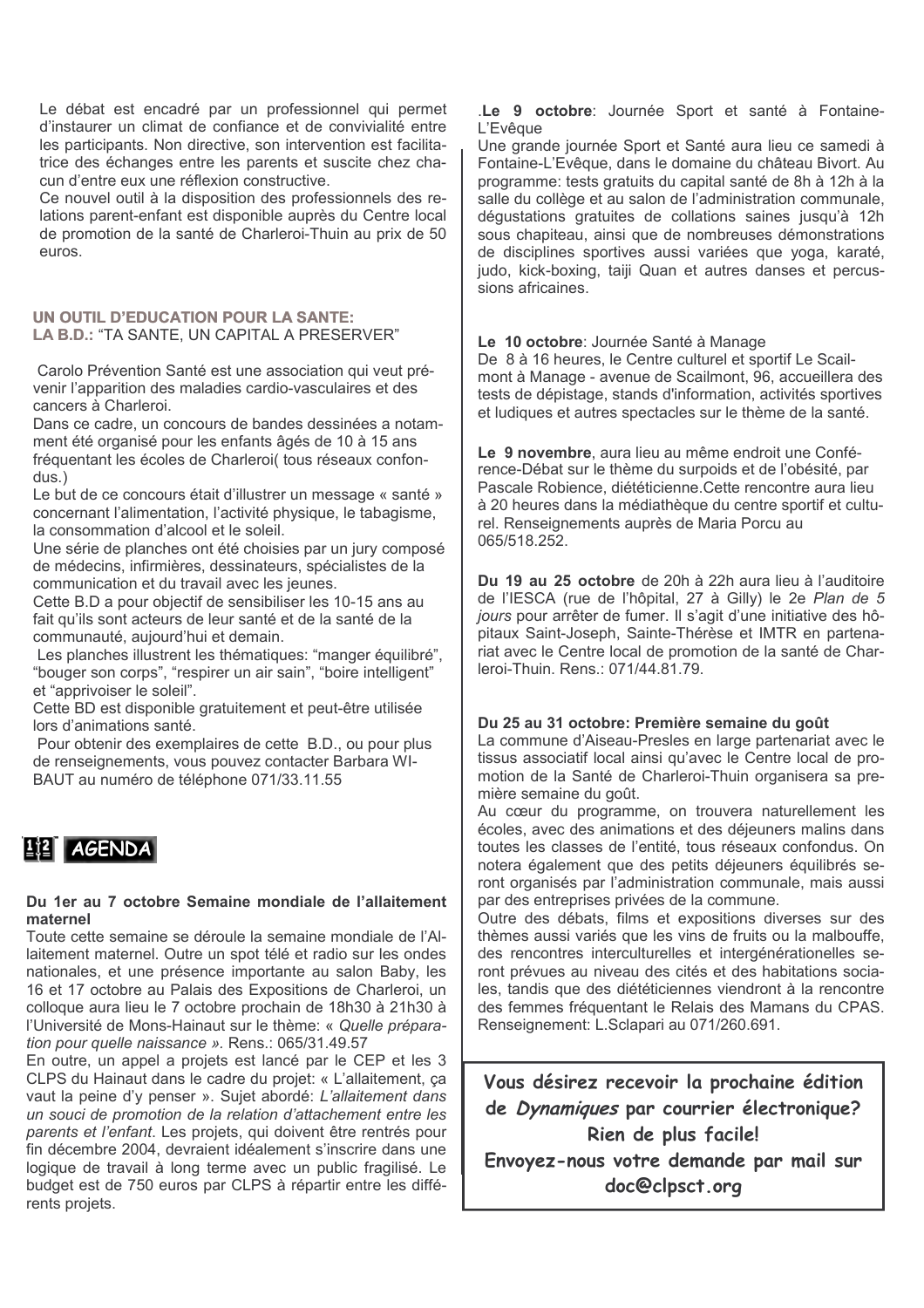Le débat est encadré par un professionnel qui permet d'instaurer un climat de confiance et de convivialité entre les participants. Non directive, son intervention est facilitatrice des échanges entre les parents et suscite chez chacun d'entre eux une réflexion constructive.
Ce nouvel outil à la disposition des professionnels des relations parent-enfant est disponible auprès du Centre local de promotion de la santé de Charleroi-Thuin au prix de 50 euros.

## UN OUTIL D'EDUCATION POUR LA SANTE: LA B.D.: "TA SANTE, UN CAPITAL A PRESERVER"

Carolo Prévention Santé est une association qui veut prévenir l'apparition des maladies cardio-vasculaires et des cancers à Charleroi.
Dans ce cadre, un concours de bandes dessinées a notamment été organisé pour les enfants âgés de 10 à 15 ans fréquentant les écoles de Charleroi( tous réseaux confondus.)
Le but de ce concours était d'illustrer un message « santé » concernant l'alimentation, l'activité physique, le tabagisme, la consommation d'alcool et le soleil.
Une série de planches ont été choisies par un jury composé de médecins, infirmières, dessinateurs, spécialistes de la communication et du travail avec les jeunes.
Cette B.D a pour objectif de sensibiliser les 10-15 ans au fait qu'ils sont acteurs de leur santé et de la santé de la communauté, aujourd'hui et demain.
Les planches illustrent les thématiques: "manger équilibré", "bouger son corps", "respirer un air sain", "boire intelligent" et "apprivoiser le soleil".
Cette BD est disponible gratuitement et peut-être utilisée lors d'animations santé.
Pour obtenir des exemplaires de cette B.D., ou pour plus de renseignements, vous pouvez contacter Barbara WIBAUT au numéro de téléphone 071/33.11.55

## AGENDA

**Du 1er au 7 octobre Semaine mondiale de l'allaitement maternel**
Toute cette semaine se déroule la semaine mondiale de l'Allaitement maternel. Outre un spot télé et radio sur les ondes nationales, et une présence importante au salon Baby, les 16 et 17 octobre au Palais des Expositions de Charleroi, un colloque aura lieu le 7 octobre prochain de 18h30 à 21h30 à l'Université de Mons-Hainaut sur le thème: « *Quelle préparation pour quelle naissance ».* Rens.: 065/31.49.57
En outre, un appel a projets est lancé par le CEP et les 3 CLPS du Hainaut dans le cadre du projet: « L'allaitement, ça vaut la peine d'y penser ». Sujet abordé: *L'allaitement dans un souci de promotion de la relation d'attachement entre les parents et l'enfant*. Les projets, qui doivent être rentrés pour fin décembre 2004, devraient idéalement s'inscrire dans une logique de travail à long terme avec un public fragilisé. Le budget est de 750 euros par CLPS à répartir entre les différents projets.

.**Le 9 octobre**: Journée Sport et santé à Fontaine-L'Evêque
Une grande journée Sport et Santé aura lieu ce samedi à Fontaine-L'Evêque, dans le domaine du château Bivort. Au programme: tests gratuits du capital santé de 8h à 12h à la salle du collège et au salon de l'administration communale, dégustations gratuites de collations saines jusqu'à 12h sous chapiteau, ainsi que de nombreuses démonstrations de disciplines sportives aussi variées que yoga, karaté, judo, kick-boxing, taiji Quan et autres danses et percussions africaines.

**Le 10 octobre**: Journée Santé à Manage
De 8 à 16 heures, le Centre culturel et sportif Le Scailmont à Manage - avenue de Scailmont, 96, accueillera des tests de dépistage, stands d'information, activités sportives et ludiques et autres spectacles sur le thème de la santé.

**Le 9 novembre**, aura lieu au même endroit une Conférence-Débat sur le thème du surpoids et de l'obésité, par Pascale Robience, diététicienne.Cette rencontre aura lieu à 20 heures dans la médiathèque du centre sportif et culturel. Renseignements auprès de Maria Porcu au 065/518.252.

**Du 19 au 25 octobre** de 20h à 22h aura lieu à l'auditoire de l'IESCA (rue de l'hôpital, 27 à Gilly) le 2e *Plan de 5 jours* pour arrêter de fumer. Il s'agit d'une initiative des hôpitaux Saint-Joseph, Sainte-Thérèse et IMTR en partenariat avec le Centre local de promotion de la santé de Charleroi-Thuin. Rens.: 071/44.81.79.

**Du 25 au 31 octobre: Première semaine du goût**
La commune d'Aiseau-Presles en large partenariat avec le tissus associatif local ainsi qu'avec le Centre local de promotion de la Santé de Charleroi-Thuin organisera sa première semaine du goût.
Au cœur du programme, on trouvera naturellement les écoles, avec des animations et des déjeuners malins dans toutes les classes de l'entité, tous réseaux confondus. On notera également que des petits déjeuners équilibrés seront organisés par l'administration communale, mais aussi par des entreprises privées de la commune.
Outre des débats, films et expositions diverses sur des thèmes aussi variés que les vins de fruits ou la malbouffe, des rencontres interculturelles et intergénérationelles seront prévues au niveau des cités et des habitations sociales, tandis que des diététiciennes viendront à la rencontre des femmes fréquentant le Relais des Mamans du CPAS. Renseignement: L.Sclapari au 071/260.691.

**Vous désirez recevoir la prochaine édition de *Dynamiques* par courrier électronique? Rien de plus facile! Envoyez-nous votre demande par mail sur doc@clpsct.org**